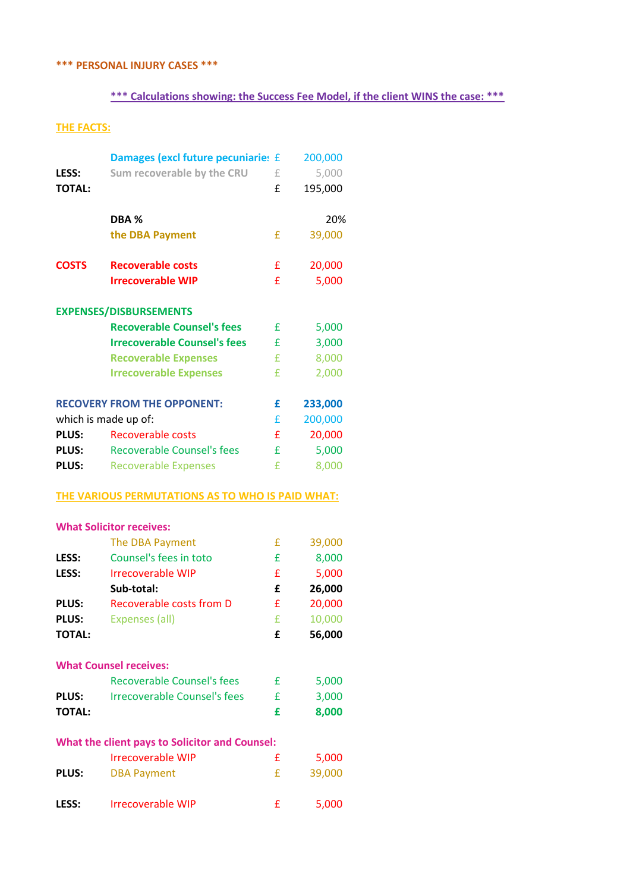**\*\*\* PERSONAL INJURY CASES \*\*\***

**\*\*\* Calculations showing: the Success Fee Model, if the client WINS the case: \*\*\***

**THE FACTS:**

| | | | |
|---|---|---|---|
| | **Damages (excl future pecuniarie** | £ | 200,000 |
| **LESS:** | **Sum recoverable by the CRU** | £ | 5,000 |
| **TOTAL:** | | £ | 195,000 |
| | | | |
| | **DBA %** | | 20% |
| | **the DBA Payment** | £ | 39,000 |
| | | | |
| **COSTS** | **Recoverable costs** | £ | 20,000 |
| | **Irrecoverable WIP** | £ | 5,000 |
| | | | |
| **EXPENSES/DISBURSEMENTS** | | | |
| | **Recoverable Counsel's fees** | £ | 5,000 |
| | **Irrecoverable Counsel's fees** | £ | 3,000 |
| | **Recoverable Expenses** | £ | 8,000 |
| | **Irrecoverable Expenses** | £ | 2,000 |
| | | | |
| **RECOVERY FROM THE OPPONENT:** | | **£** | **233,000** |
| which is made up of: | | £ | 200,000 |
| **PLUS:** | Recoverable costs | £ | 20,000 |
| **PLUS:** | Recoverable Counsel's fees | £ | 5,000 |
| **PLUS:** | Recoverable Expenses | £ | 8,000 |

**THE VARIOUS PERMUTATIONS AS TO WHO IS PAID WHAT:**

**What Solicitor receives:**

| | | | |
|---|---|---|---|
| | The DBA Payment | £ | 39,000 |
| **LESS:** | Counsel's fees in toto | £ | 8,000 |
| **LESS:** | Irrecoverable WIP | £ | 5,000 |
| | **Sub-total:** | **£** | **26,000** |
| **PLUS:** | Recoverable costs from D | £ | 20,000 |
| **PLUS:** | Expenses (all) | £ | 10,000 |
| **TOTAL:** | | **£** | **56,000** |

**What Counsel receives:**

| | | | |
|---|---|---|---|
| | Recoverable Counsel's fees | £ | 5,000 |
| **PLUS:** | Irrecoverable Counsel's fees | £ | 3,000 |
| **TOTAL:** | | **£** | **8,000** |

**What the client pays to Solicitor and Counsel:**

| | | | |
|---|---|---|---|
| | Irrecoverable WIP | £ | 5,000 |
| **PLUS:** | DBA Payment | £ | 39,000 |
| | | | |
| **LESS:** | Irrecoverable WIP | £ | 5,000 |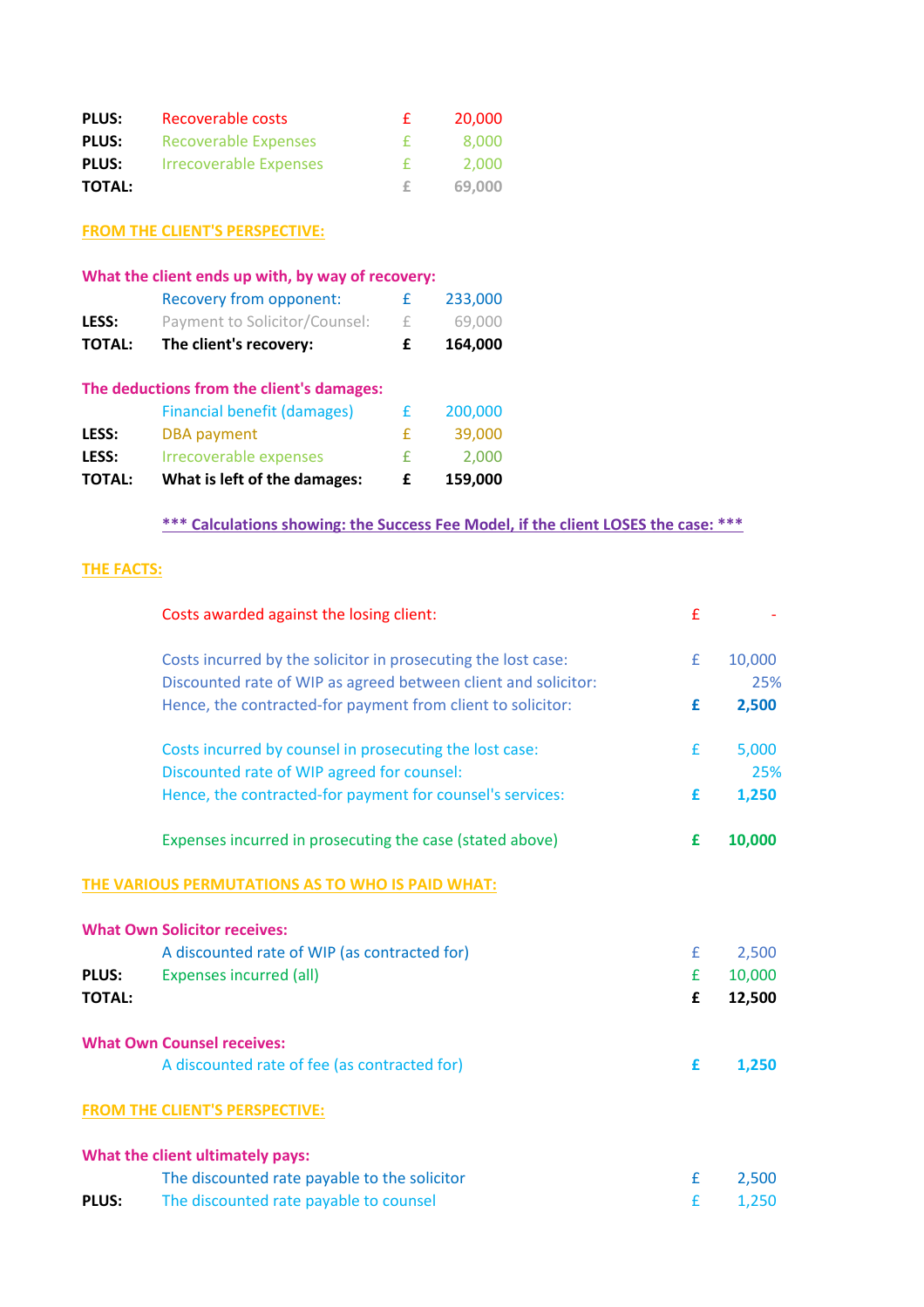| | | | |
|---|---|---|---|
| **PLUS:** | Recoverable costs | £ | 20,000 |
| **PLUS:** | Recoverable Expenses | £ | 8,000 |
| **PLUS:** | Irrecoverable Expenses | £ | 2,000 |
| **TOTAL:** | | £ | 69,000 |

**FROM THE CLIENT'S PERSPECTIVE:**

**What the client ends up with, by way of recovery:**

| | | | |
|---|---|---|---|
| | Recovery from opponent: | £ | 233,000 |
| **LESS:** | Payment to Solicitor/Counsel: | £ | 69,000 |
| **TOTAL:** | **The client's recovery:** | **£** | **164,000** |

**The deductions from the client's damages:**

| | | | |
|---|---|---|---|
| | Financial benefit (damages) | £ | 200,000 |
| **LESS:** | DBA payment | £ | 39,000 |
| **LESS:** | Irrecoverable expenses | £ | 2,000 |
| **TOTAL:** | **What is left of the damages:** | **£** | **159,000** |

**\*\*\* Calculations showing: the Success Fee Model, if the client LOSES the case: \*\*\***

**THE FACTS:**

| | | |
|---|---|---|
| Costs awarded against the losing client: | £ | - |
| | | |
| Costs incurred by the solicitor in prosecuting the lost case: | £ | 10,000 |
| Discounted rate of WIP as agreed between client and solicitor: | | 25% |
| Hence, the contracted-for payment from client to solicitor: | **£** | **2,500** |
| | | |
| Costs incurred by counsel in prosecuting the lost case: | £ | 5,000 |
| Discounted rate of WIP agreed for counsel: | | 25% |
| Hence, the contracted-for payment for counsel's services: | **£** | **1,250** |
| | | |
| Expenses incurred in prosecuting the case (stated above) | **£** | **10,000** |

**THE VARIOUS PERMUTATIONS AS TO WHO IS PAID WHAT:**

**What Own Solicitor receives:**

| | | | |
|---|---|---|---|
| | A discounted rate of WIP (as contracted for) | £ | 2,500 |
| **PLUS:** | Expenses incurred (all) | £ | 10,000 |
| **TOTAL:** | | **£** | **12,500** |

**What Own Counsel receives:**

| | | | |
|---|---|---|---|
| | A discounted rate of fee (as contracted for) | **£** | **1,250** |

**FROM THE CLIENT'S PERSPECTIVE:**

**What the client ultimately pays:**

| | | | |
|---|---|---|---|
| | The discounted rate payable to the solicitor | £ | 2,500 |
| **PLUS:** | The discounted rate payable to counsel | £ | 1,250 |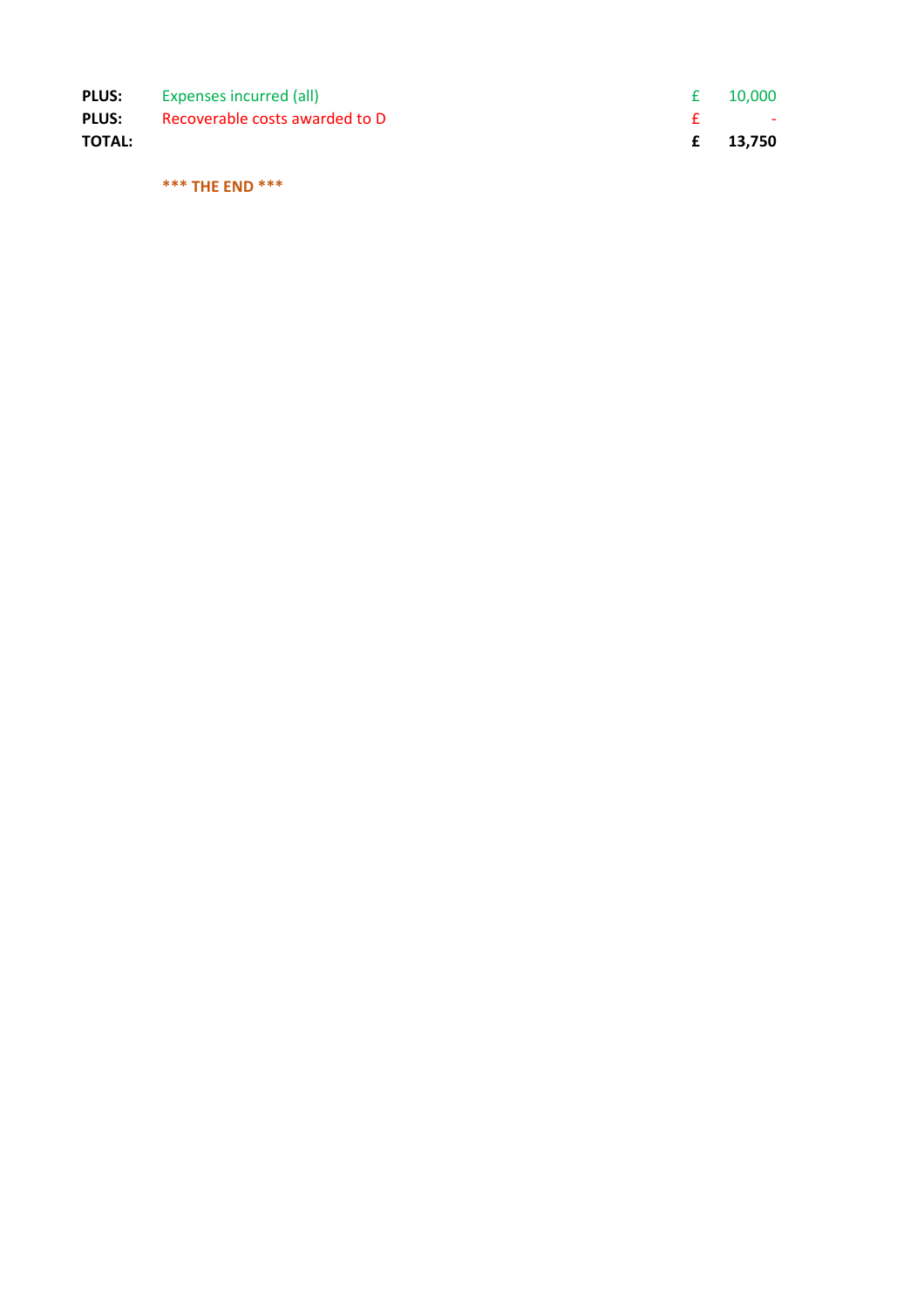| | | | |
|---|---|---|---|
| **PLUS:** | Expenses incurred (all) | £ | 10,000 |
| **PLUS:** | Recoverable costs awarded to D | £ | - |
| **TOTAL:** | | **£** | **13,750** |

*** THE END ***